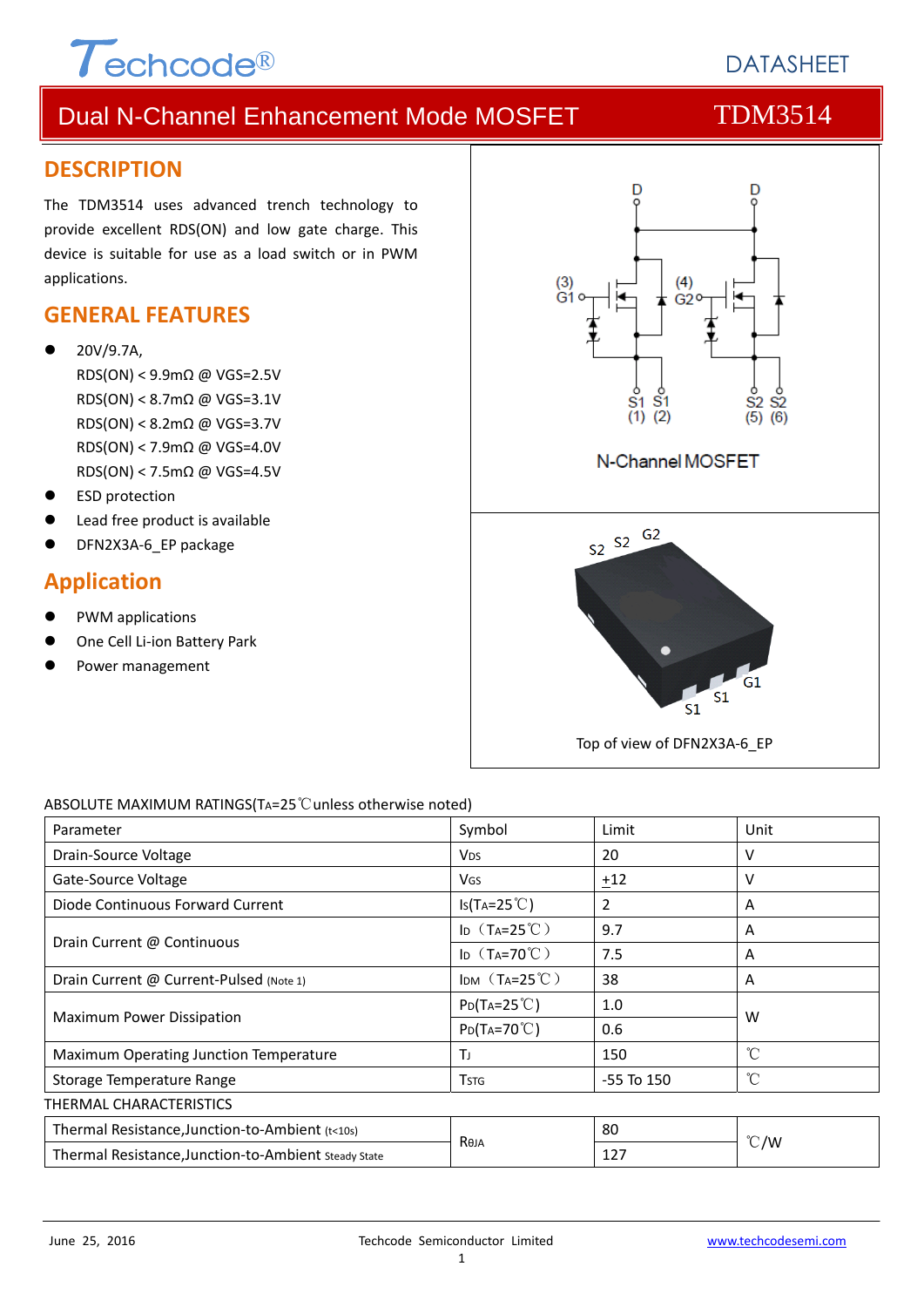Techcode®

DATASHEET

# Dual N-Channel Enhancement Mode MOSFET — TDM3514

## DESCRIPTION

The TDM3514 uses advanced trench technology to provide excellent RDS(ON) and low gate charge. This device is suitable for use as a load switch or in PWM applications.

## GENERAL FEATURES

- 20V/9.7A,
  RDS(ON) < 9.9mΩ @ VGS=2.5V
  RDS(ON) < 8.7mΩ @ VGS=3.1V
  RDS(ON) < 8.2mΩ @ VGS=3.7V
  RDS(ON) < 7.9mΩ @ VGS=4.0V
  RDS(ON) < 7.5mΩ @ VGS=4.5V
- ESD protection
- Lead free product is available
- DFN2X3A-6_EP package

## Application

- PWM applications
- One Cell Li-ion Battery Park
- Power management

N-Channel MOSFET

Top of view of DFN2X3A-6_EP

ABSOLUTE MAXIMUM RATINGS($T_A$=25℃unless otherwise noted)

| Parameter | Symbol | Limit | Unit |
|---|---|---|---|
| Drain-Source Voltage | $V_{DS}$ | 20 | V |
| Gate-Source Voltage | $V_{GS}$ | ±12 | V |
| Diode Continuous Forward Current | $I_S$($T_A$=25℃) | 2 | A |
| Drain Current @ Continuous | $I_D$（$T_A$=25℃） | 9.7 | A |
| | $I_D$（$T_A$=70℃） | 7.5 | A |
| Drain Current @ Current-Pulsed (Note 1) | $I_{DM}$（$T_A$=25℃） | 38 | A |
| Maximum Power Dissipation | $P_D$($T_A$=25℃) | 1.0 | W |
| | $P_D$($T_A$=70℃) | 0.6 | |
| Maximum Operating Junction Temperature | $T_J$ | 150 | ℃ |
| Storage Temperature Range | $T_{STG}$ | -55 To 150 | ℃ |

THERMAL CHARACTERISTICS

| Parameter | Symbol | Limit | Unit |
|---|---|---|---|
| Thermal Resistance,Junction-to-Ambient (t<10s) | $R_{θJA}$ | 80 | ℃/W |
| Thermal Resistance,Junction-to-Ambient Steady State | | 127 | |

June 25, 2016 — Techcode Semiconductor Limited — www.techcodesemi.com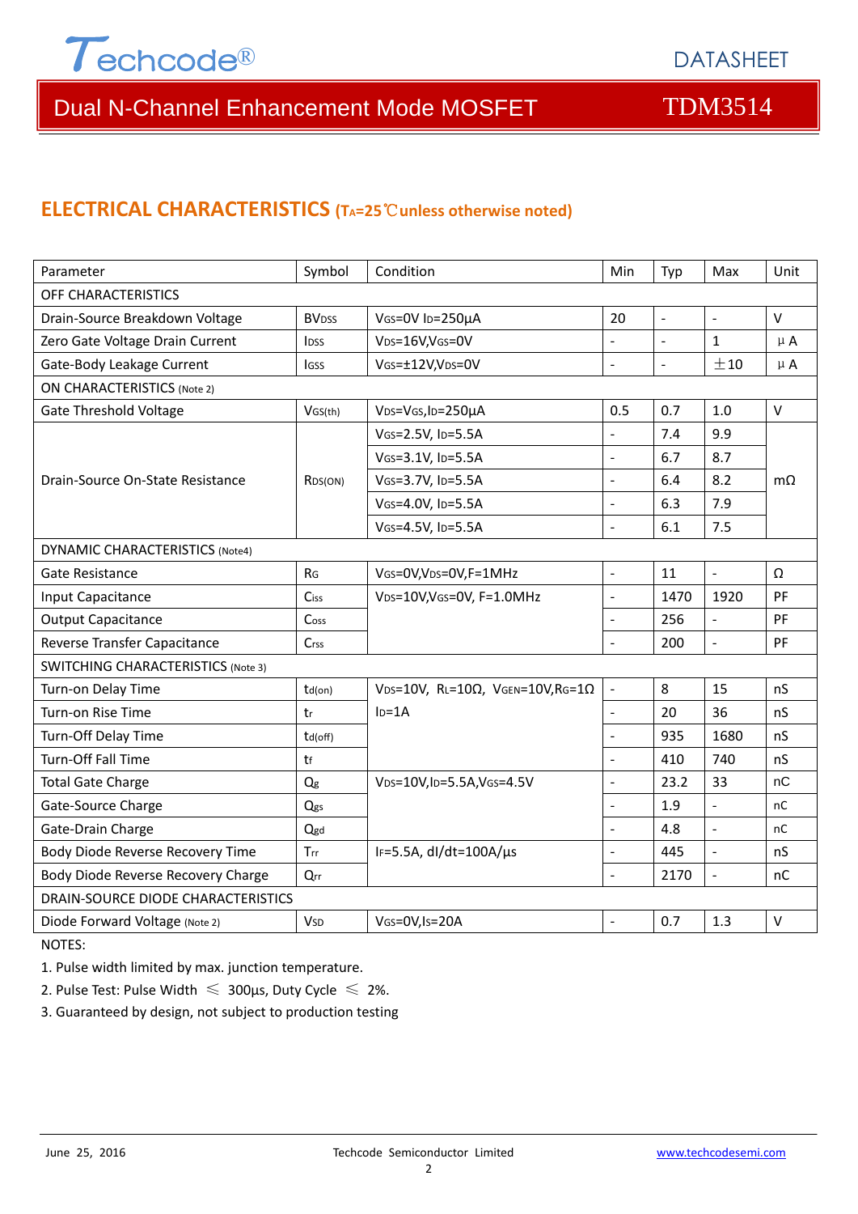## ELECTRICAL CHARACTERISTICS ($T_A$=25℃unless otherwise noted)

| Parameter | Symbol | Condition | Min | Typ | Max | Unit |
|---|---|---|---|---|---|---|
| OFF CHARACTERISTICS | | | | | | |
| Drain-Source Breakdown Voltage | $BV_{DSS}$ | $V_{GS}$=0V $I_D$=250μA | 20 | - | - | V |
| Zero Gate Voltage Drain Current | $I_{DSS}$ | $V_{DS}$=16V,$V_{GS}$=0V | - | - | 1 | μA |
| Gate-Body Leakage Current | $I_{GSS}$ | $V_{GS}$=±12V,$V_{DS}$=0V | - | - | ±10 | μA |
| ON CHARACTERISTICS (Note 2) | | | | | | |
| Gate Threshold Voltage | $V_{GS(th)}$ | $V_{DS}$=$V_{GS}$,$I_D$=250μA | 0.5 | 0.7 | 1.0 | V |
| Drain-Source On-State Resistance | $R_{DS(ON)}$ | $V_{GS}$=2.5V, $I_D$=5.5A | - | 7.4 | 9.9 | mΩ |
| | | $V_{GS}$=3.1V, $I_D$=5.5A | - | 6.7 | 8.7 | |
| | | $V_{GS}$=3.7V, $I_D$=5.5A | - | 6.4 | 8.2 | |
| | | $V_{GS}$=4.0V, $I_D$=5.5A | - | 6.3 | 7.9 | |
| | | $V_{GS}$=4.5V, $I_D$=5.5A | - | 6.1 | 7.5 | |
| DYNAMIC CHARACTERISTICS (Note4) | | | | | | |
| Gate Resistance | $R_G$ | $V_{GS}$=0V,$V_{DS}$=0V,F=1MHz | - | 11 | - | Ω |
| Input Capacitance | $C_{iss}$ | $V_{DS}$=10V,$V_{GS}$=0V, F=1.0MHz | - | 1470 | 1920 | PF |
| Output Capacitance | $C_{oss}$ | | - | 256 | - | PF |
| Reverse Transfer Capacitance | $C_{rss}$ | | - | 200 | - | PF |
| SWITCHING CHARACTERISTICS (Note 3) | | | | | | |
| Turn-on Delay Time | $t_{d(on)}$ | $V_{DS}$=10V, $R_L$=10Ω, $V_{GEN}$=10V,$R_G$=1Ω $I_D$=1A | - | 8 | 15 | nS |
| Turn-on Rise Time | $t_r$ | | - | 20 | 36 | nS |
| Turn-Off Delay Time | $t_{d(off)}$ | | - | 935 | 1680 | nS |
| Turn-Off Fall Time | $t_f$ | | - | 410 | 740 | nS |
| Total Gate Charge | $Q_g$ | $V_{DS}$=10V,$I_D$=5.5A,$V_{GS}$=4.5V | - | 23.2 | 33 | nC |
| Gate-Source Charge | $Q_{gs}$ | | - | 1.9 | - | nC |
| Gate-Drain Charge | $Q_{gd}$ | | - | 4.8 | - | nC |
| Body Diode Reverse Recovery Time | $T_{rr}$ | $I_F$=5.5A, dI/dt=100A/μs | - | 445 | - | nS |
| Body Diode Reverse Recovery Charge | $Q_{rr}$ | | - | 2170 | - | nC |
| DRAIN-SOURCE DIODE CHARACTERISTICS | | | | | | |
| Diode Forward Voltage (Note 2) | $V_{SD}$ | $V_{GS}$=0V,$I_S$=20A | - | 0.7 | 1.3 | V |

NOTES:

1. Pulse width limited by max. junction temperature.
2. Pulse Test: Pulse Width ≤ 300μs, Duty Cycle ≤ 2%.
3. Guaranteed by design, not subject to production testing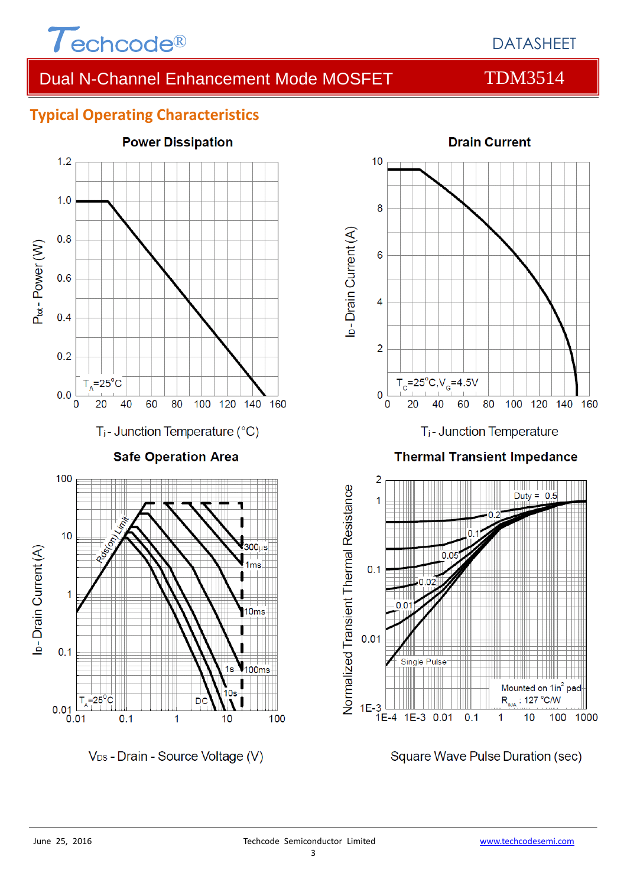# Dual N-Channel Enhancement Mode MOSFET — TDM3514

## Typical Operating Characteristics

### Power Dissipation

$P_{tot}$ - Power (W)

$T_A$=25°C

$T_j$ - Junction Temperature (°C)

### Drain Current

$I_D$ - Drain Current (A)

$T_C$=25°C, $V_G$=4.5V

$T_j$ - Junction Temperature

### Safe Operation Area

$I_D$ - Drain Current (A)

Rds(on) Limit

300µs, 1ms, 10ms, 100ms, 1s, 10s, DC

$T_A$=25°C

$V_{DS}$ - Drain - Source Voltage (V)

### Thermal Transient Impedance

Normalized Transient Thermal Resistance

Duty = 0.5, 0.2, 0.1, 0.05, 0.02, 0.01, Single Pulse

Mounted on 1in[2] pad

$R_{\theta JA}$ : 127 °C/W

Square Wave Pulse Duration (sec)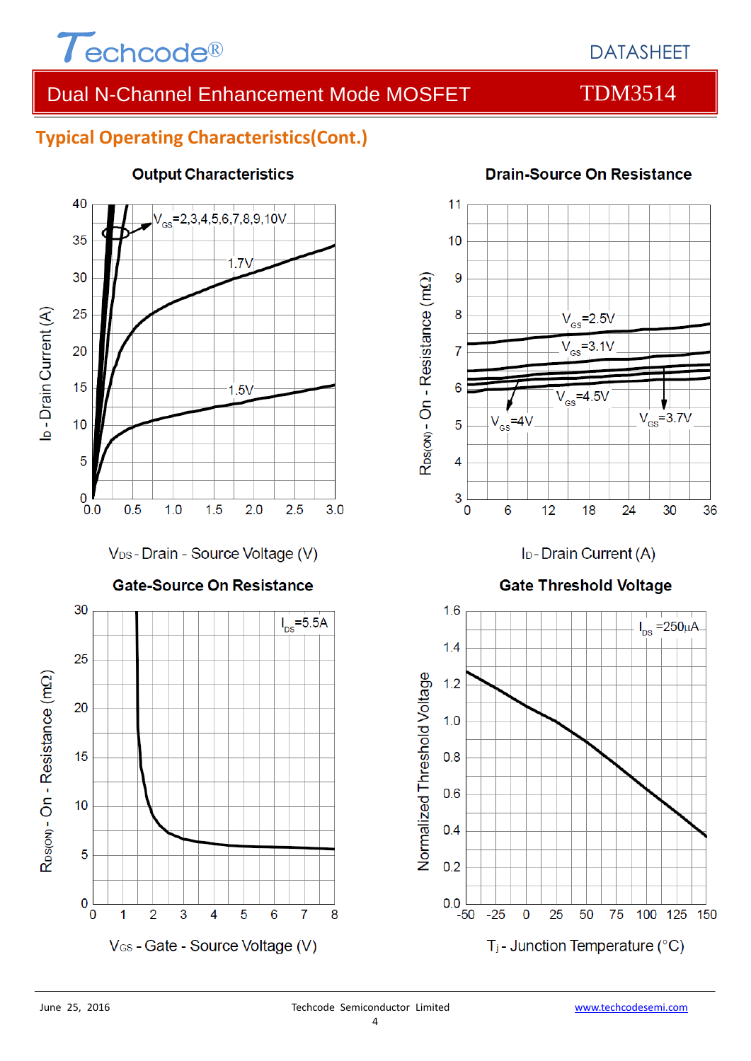## Typical Operating Characteristics(Cont.)

**Output Characteristics**

$V_{GS}$=2,3,4,5,6,7,8,9,10V

1.7V

1.5V

$I_D$ - Drain Current (A)

$V_{DS}$ - Drain - Source Voltage (V)

**Drain-Source On Resistance**

$V_{GS}$=2.5V

$V_{GS}$=3.1V

$V_{GS}$=4.5V

$V_{GS}$=4V

$V_{GS}$=3.7V

$R_{DS(ON)}$ - On - Resistance (mΩ)

$I_D$ - Drain Current (A)

**Gate-Source On Resistance**

$I_{DS}$=5.5A

$R_{DS(ON)}$ - On - Resistance (mΩ)

$V_{GS}$ - Gate - Source Voltage (V)

**Gate Threshold Voltage**

$I_{DS}$ =250μA

Normalized Threshold Voltage

$T_j$ - Junction Temperature (°C)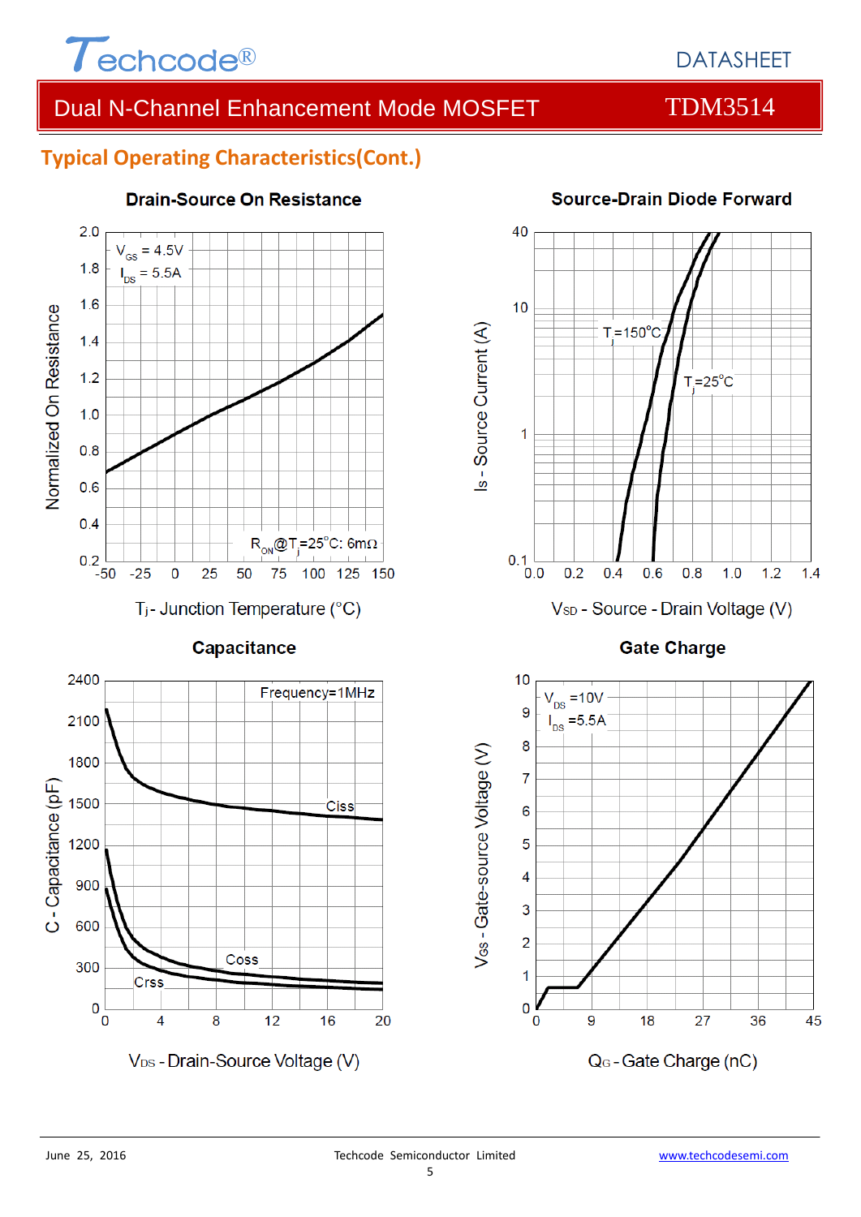## Typical Operating Characteristics(Cont.)

**Drain-Source On Resistance**

$V_{GS}$ = 4.5V
$I_{DS}$ = 5.5A

$R_{ON}$@$T_j$=25°C: 6mΩ

Normalized On Resistance

$T_j$ - Junction Temperature (°C)

**Source-Drain Diode Forward**

$T_j$=150°C

$T_j$=25°C

Is - Source Current (A)

$V_{SD}$ - Source - Drain Voltage (V)

**Capacitance**

Frequency=1MHz

Ciss

Coss

Crss

C - Capacitance (pF)

$V_{DS}$ - Drain-Source Voltage (V)

**Gate Charge**

$V_{DS}$ =10V
$I_{DS}$ =5.5A

$V_{GS}$ - Gate-source Voltage (V)

$Q_G$ - Gate Charge (nC)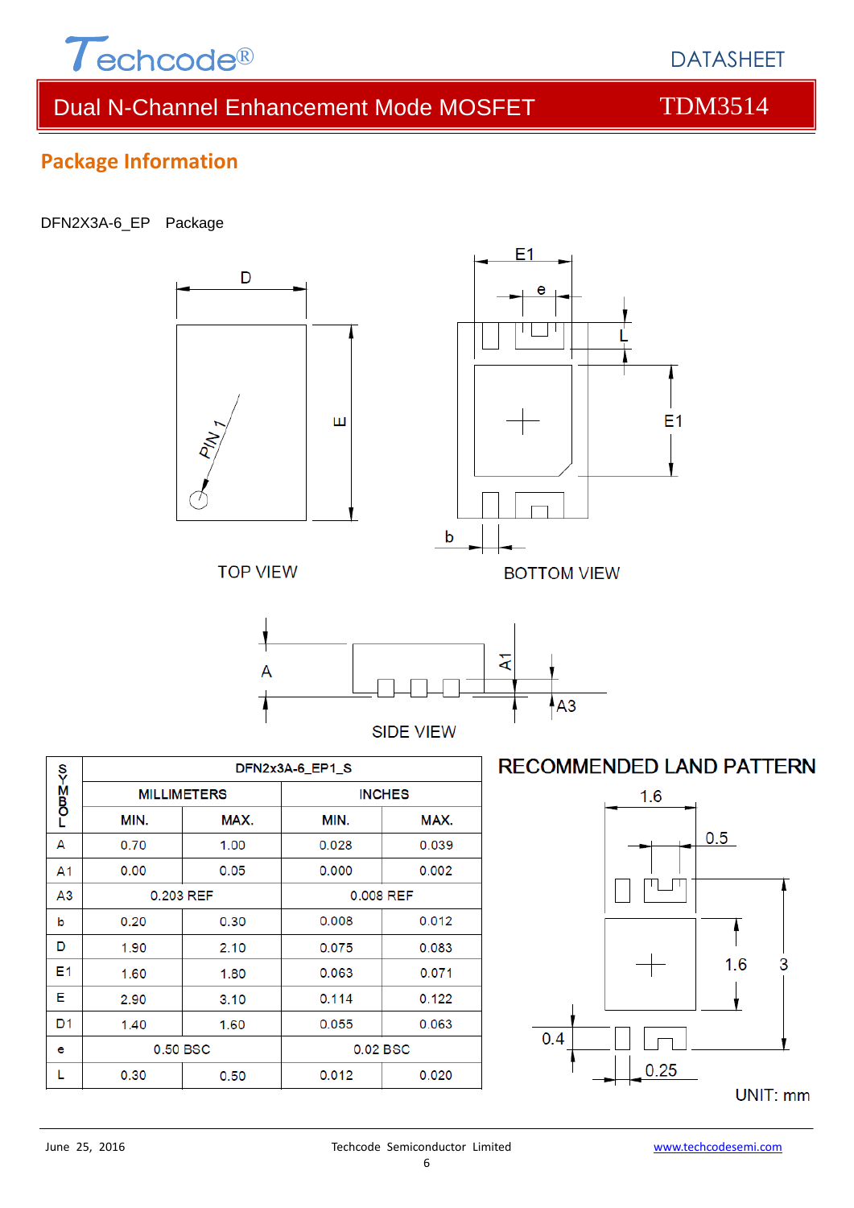Dual N-Channel Enhancement Mode MOSFET — TDM3514

## Package Information

DFN2X3A-6_EP Package

TOP VIEW

BOTTOM VIEW

SIDE VIEW

| SYMBOL | DFN2x3A-6_EP1_S | | | |
|---|---|---|---|---|
| | MILLIMETERS | | INCHES | |
| | MIN. | MAX. | MIN. | MAX. |
| A | 0.70 | 1.00 | 0.028 | 0.039 |
| A1 | 0.00 | 0.05 | 0.000 | 0.002 |
| A3 | 0.203 REF | | 0.008 REF | |
| b | 0.20 | 0.30 | 0.008 | 0.012 |
| D | 1.90 | 2.10 | 0.075 | 0.083 |
| E1 | 1.60 | 1.80 | 0.063 | 0.071 |
| E | 2.90 | 3.10 | 0.114 | 0.122 |
| D1 | 1.40 | 1.60 | 0.055 | 0.063 |
| e | 0.50 BSC | | 0.02 BSC | |
| L | 0.30 | 0.50 | 0.012 | 0.020 |

RECOMMENDED LAND PATTERN

UNIT: mm

June 25, 2016 Techcode Semiconductor Limited www.techcodesemi.com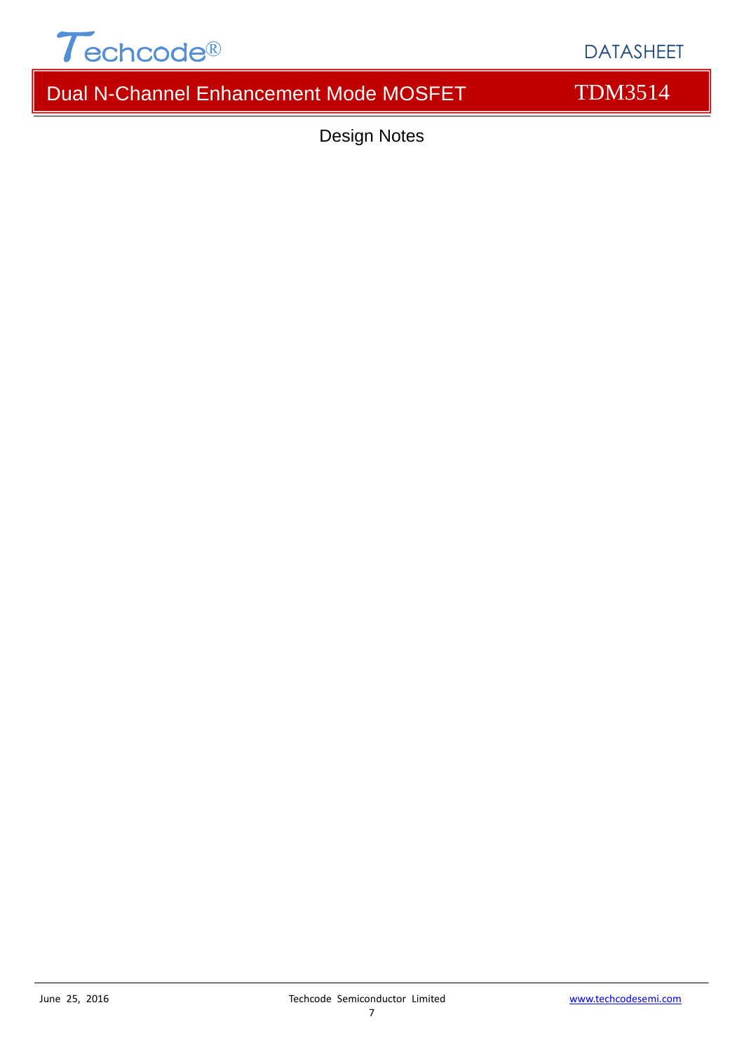## Design Notes